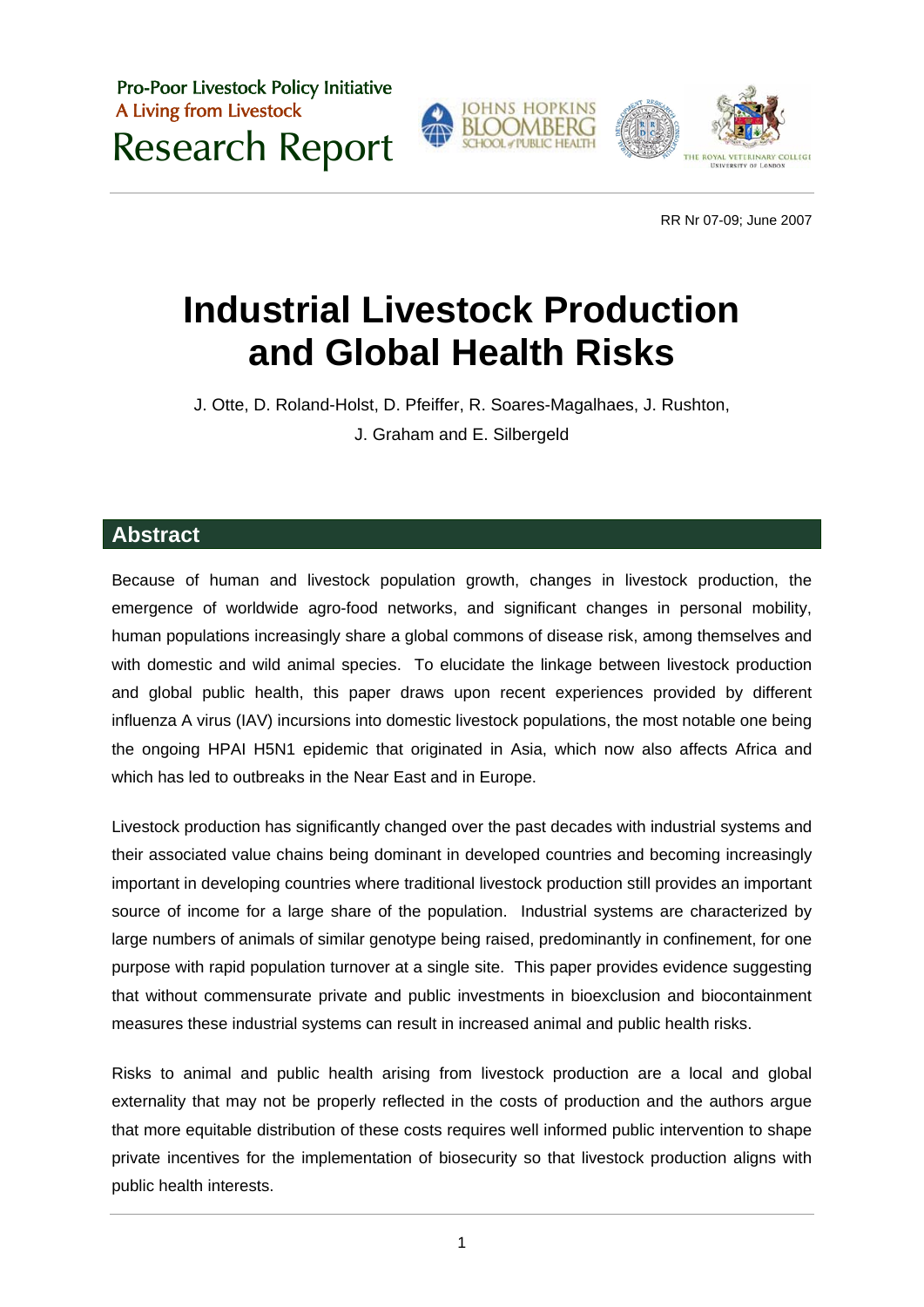Pro-Poor Livestock Policy Initiative
A Living from Livestock
Research Report

RR Nr 07-09; June 2007

# Industrial Livestock Production and Global Health Risks

J. Otte, D. Roland-Holst, D. Pfeiffer, R. Soares-Magalhaes, J. Rushton, J. Graham and E. Silbergeld

## Abstract

Because of human and livestock population growth, changes in livestock production, the emergence of worldwide agro-food networks, and significant changes in personal mobility, human populations increasingly share a global commons of disease risk, among themselves and with domestic and wild animal species. To elucidate the linkage between livestock production and global public health, this paper draws upon recent experiences provided by different influenza A virus (IAV) incursions into domestic livestock populations, the most notable one being the ongoing HPAI H5N1 epidemic that originated in Asia, which now also affects Africa and which has led to outbreaks in the Near East and in Europe.

Livestock production has significantly changed over the past decades with industrial systems and their associated value chains being dominant in developed countries and becoming increasingly important in developing countries where traditional livestock production still provides an important source of income for a large share of the population. Industrial systems are characterized by large numbers of animals of similar genotype being raised, predominantly in confinement, for one purpose with rapid population turnover at a single site. This paper provides evidence suggesting that without commensurate private and public investments in bioexclusion and biocontainment measures these industrial systems can result in increased animal and public health risks.

Risks to animal and public health arising from livestock production are a local and global externality that may not be properly reflected in the costs of production and the authors argue that more equitable distribution of these costs requires well informed public intervention to shape private incentives for the implementation of biosecurity so that livestock production aligns with public health interests.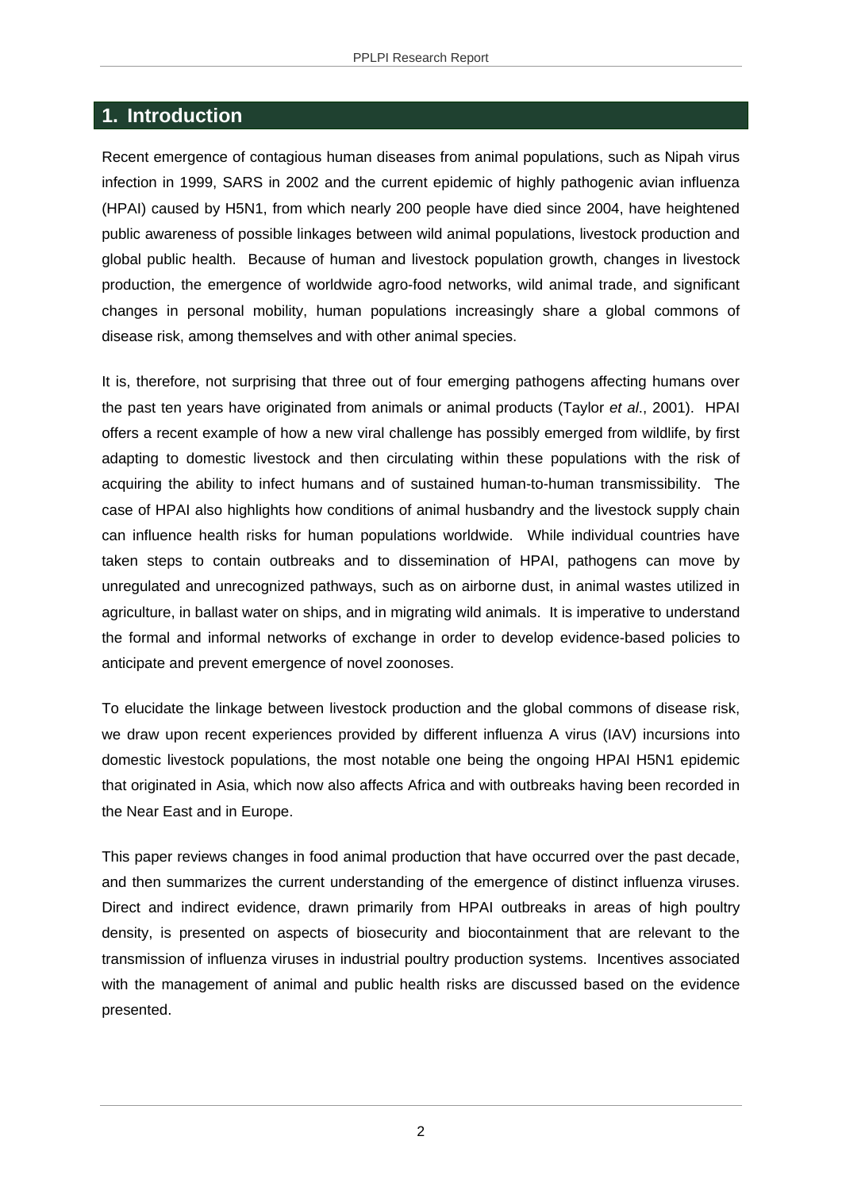# 1. Introduction

Recent emergence of contagious human diseases from animal populations, such as Nipah virus infection in 1999, SARS in 2002 and the current epidemic of highly pathogenic avian influenza (HPAI) caused by H5N1, from which nearly 200 people have died since 2004, have heightened public awareness of possible linkages between wild animal populations, livestock production and global public health. Because of human and livestock population growth, changes in livestock production, the emergence of worldwide agro-food networks, wild animal trade, and significant changes in personal mobility, human populations increasingly share a global commons of disease risk, among themselves and with other animal species.

It is, therefore, not surprising that three out of four emerging pathogens affecting humans over the past ten years have originated from animals or animal products (Taylor *et al*., 2001). HPAI offers a recent example of how a new viral challenge has possibly emerged from wildlife, by first adapting to domestic livestock and then circulating within these populations with the risk of acquiring the ability to infect humans and of sustained human-to-human transmissibility. The case of HPAI also highlights how conditions of animal husbandry and the livestock supply chain can influence health risks for human populations worldwide. While individual countries have taken steps to contain outbreaks and to dissemination of HPAI, pathogens can move by unregulated and unrecognized pathways, such as on airborne dust, in animal wastes utilized in agriculture, in ballast water on ships, and in migrating wild animals. It is imperative to understand the formal and informal networks of exchange in order to develop evidence-based policies to anticipate and prevent emergence of novel zoonoses.

To elucidate the linkage between livestock production and the global commons of disease risk, we draw upon recent experiences provided by different influenza A virus (IAV) incursions into domestic livestock populations, the most notable one being the ongoing HPAI H5N1 epidemic that originated in Asia, which now also affects Africa and with outbreaks having been recorded in the Near East and in Europe.

This paper reviews changes in food animal production that have occurred over the past decade, and then summarizes the current understanding of the emergence of distinct influenza viruses. Direct and indirect evidence, drawn primarily from HPAI outbreaks in areas of high poultry density, is presented on aspects of biosecurity and biocontainment that are relevant to the transmission of influenza viruses in industrial poultry production systems. Incentives associated with the management of animal and public health risks are discussed based on the evidence presented.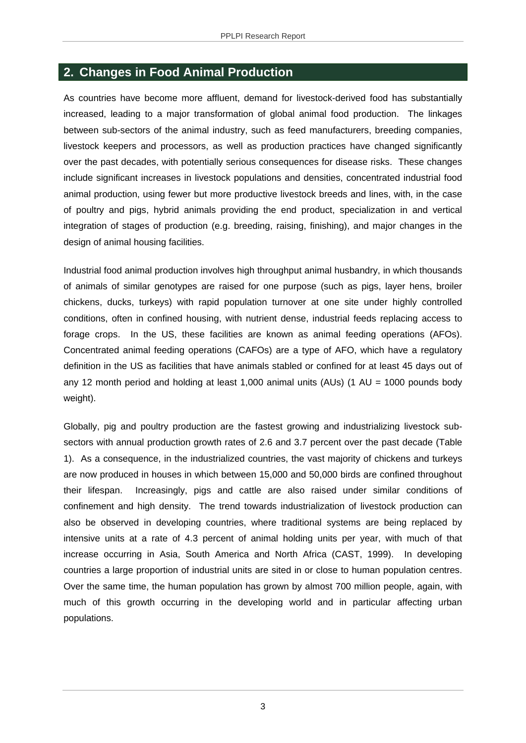## 2. Changes in Food Animal Production

As countries have become more affluent, demand for livestock-derived food has substantially increased, leading to a major transformation of global animal food production. The linkages between sub-sectors of the animal industry, such as feed manufacturers, breeding companies, livestock keepers and processors, as well as production practices have changed significantly over the past decades, with potentially serious consequences for disease risks. These changes include significant increases in livestock populations and densities, concentrated industrial food animal production, using fewer but more productive livestock breeds and lines, with, in the case of poultry and pigs, hybrid animals providing the end product, specialization in and vertical integration of stages of production (e.g. breeding, raising, finishing), and major changes in the design of animal housing facilities.

Industrial food animal production involves high throughput animal husbandry, in which thousands of animals of similar genotypes are raised for one purpose (such as pigs, layer hens, broiler chickens, ducks, turkeys) with rapid population turnover at one site under highly controlled conditions, often in confined housing, with nutrient dense, industrial feeds replacing access to forage crops. In the US, these facilities are known as animal feeding operations (AFOs). Concentrated animal feeding operations (CAFOs) are a type of AFO, which have a regulatory definition in the US as facilities that have animals stabled or confined for at least 45 days out of any 12 month period and holding at least 1,000 animal units (AUs) (1 AU = 1000 pounds body weight).

Globally, pig and poultry production are the fastest growing and industrializing livestock sub-sectors with annual production growth rates of 2.6 and 3.7 percent over the past decade (Table 1). As a consequence, in the industrialized countries, the vast majority of chickens and turkeys are now produced in houses in which between 15,000 and 50,000 birds are confined throughout their lifespan. Increasingly, pigs and cattle are also raised under similar conditions of confinement and high density. The trend towards industrialization of livestock production can also be observed in developing countries, where traditional systems are being replaced by intensive units at a rate of 4.3 percent of animal holding units per year, with much of that increase occurring in Asia, South America and North Africa (CAST, 1999). In developing countries a large proportion of industrial units are sited in or close to human population centres. Over the same time, the human population has grown by almost 700 million people, again, with much of this growth occurring in the developing world and in particular affecting urban populations.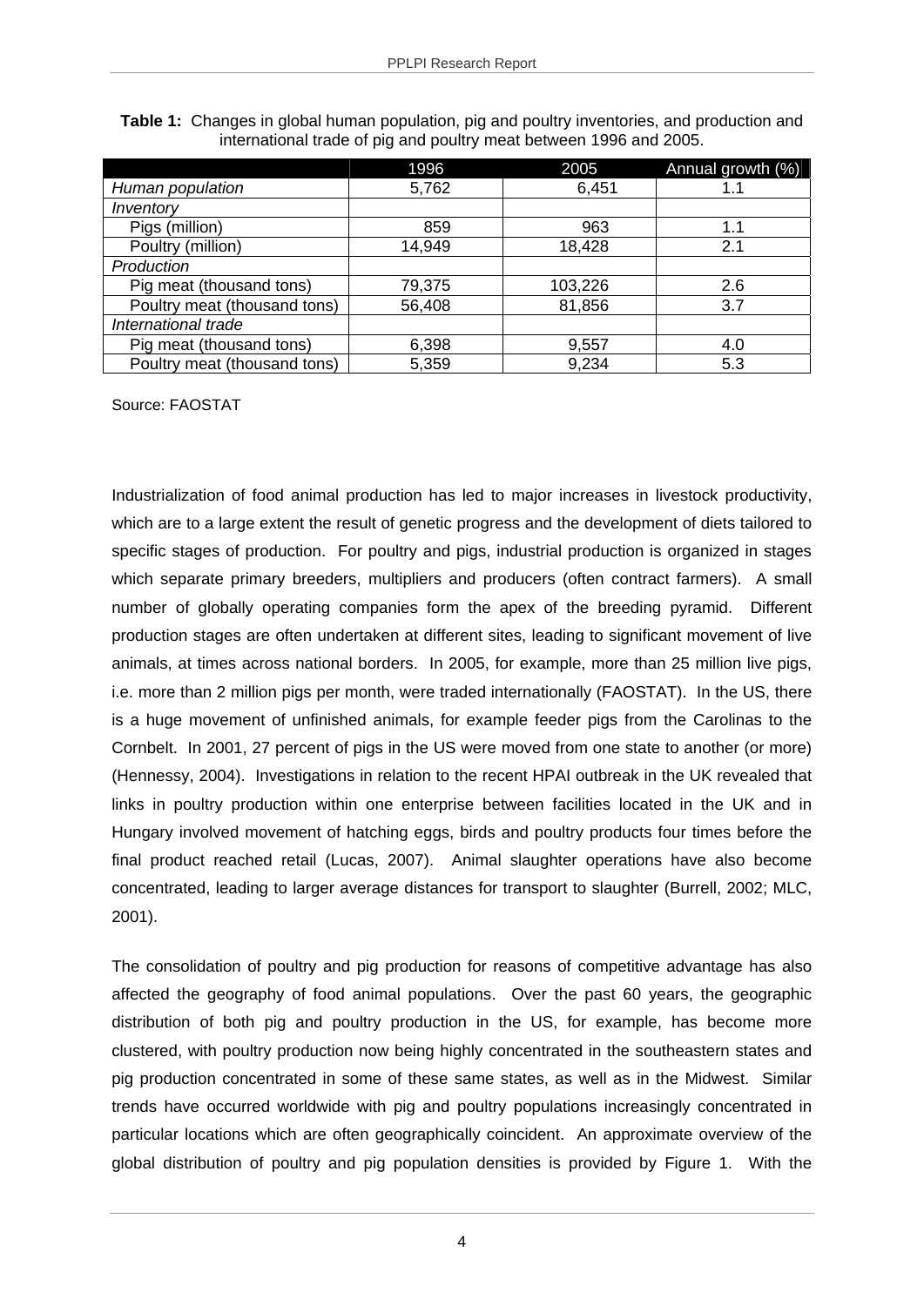**Table 1:** Changes in global human population, pig and poultry inventories, and production and international trade of pig and poultry meat between 1996 and 2005.

| | 1996 | 2005 | Annual growth (%) |
|---|---|---|---|
| *Human population* | 5,762 | 6,451 | 1.1 |
| *Inventory* | | | |
| Pigs (million) | 859 | 963 | 1.1 |
| Poultry (million) | 14,949 | 18,428 | 2.1 |
| *Production* | | | |
| Pig meat (thousand tons) | 79,375 | 103,226 | 2.6 |
| Poultry meat (thousand tons) | 56,408 | 81,856 | 3.7 |
| *International trade* | | | |
| Pig meat (thousand tons) | 6,398 | 9,557 | 4.0 |
| Poultry meat (thousand tons) | 5,359 | 9,234 | 5.3 |

Source: FAOSTAT

Industrialization of food animal production has led to major increases in livestock productivity, which are to a large extent the result of genetic progress and the development of diets tailored to specific stages of production. For poultry and pigs, industrial production is organized in stages which separate primary breeders, multipliers and producers (often contract farmers). A small number of globally operating companies form the apex of the breeding pyramid. Different production stages are often undertaken at different sites, leading to significant movement of live animals, at times across national borders. In 2005, for example, more than 25 million live pigs, i.e. more than 2 million pigs per month, were traded internationally (FAOSTAT). In the US, there is a huge movement of unfinished animals, for example feeder pigs from the Carolinas to the Cornbelt. In 2001, 27 percent of pigs in the US were moved from one state to another (or more) (Hennessy, 2004). Investigations in relation to the recent HPAI outbreak in the UK revealed that links in poultry production within one enterprise between facilities located in the UK and in Hungary involved movement of hatching eggs, birds and poultry products four times before the final product reached retail (Lucas, 2007). Animal slaughter operations have also become concentrated, leading to larger average distances for transport to slaughter (Burrell, 2002; MLC, 2001).

The consolidation of poultry and pig production for reasons of competitive advantage has also affected the geography of food animal populations. Over the past 60 years, the geographic distribution of both pig and poultry production in the US, for example, has become more clustered, with poultry production now being highly concentrated in the southeastern states and pig production concentrated in some of these same states, as well as in the Midwest. Similar trends have occurred worldwide with pig and poultry populations increasingly concentrated in particular locations which are often geographically coincident. An approximate overview of the global distribution of poultry and pig population densities is provided by Figure 1. With the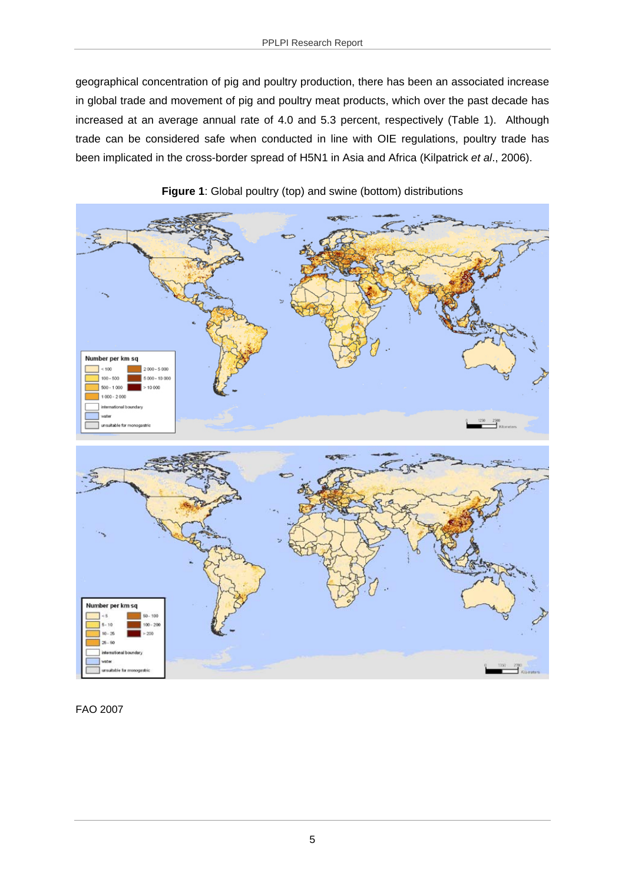geographical concentration of pig and poultry production, there has been an associated increase in global trade and movement of pig and poultry meat products, which over the past decade has increased at an average annual rate of 4.0 and 5.3 percent, respectively (Table 1). Although trade can be considered safe when conducted in line with OIE regulations, poultry trade has been implicated in the cross-border spread of H5N1 in Asia and Africa (Kilpatrick *et al*., 2006).

**Figure 1**: Global poultry (top) and swine (bottom) distributions

FAO 2007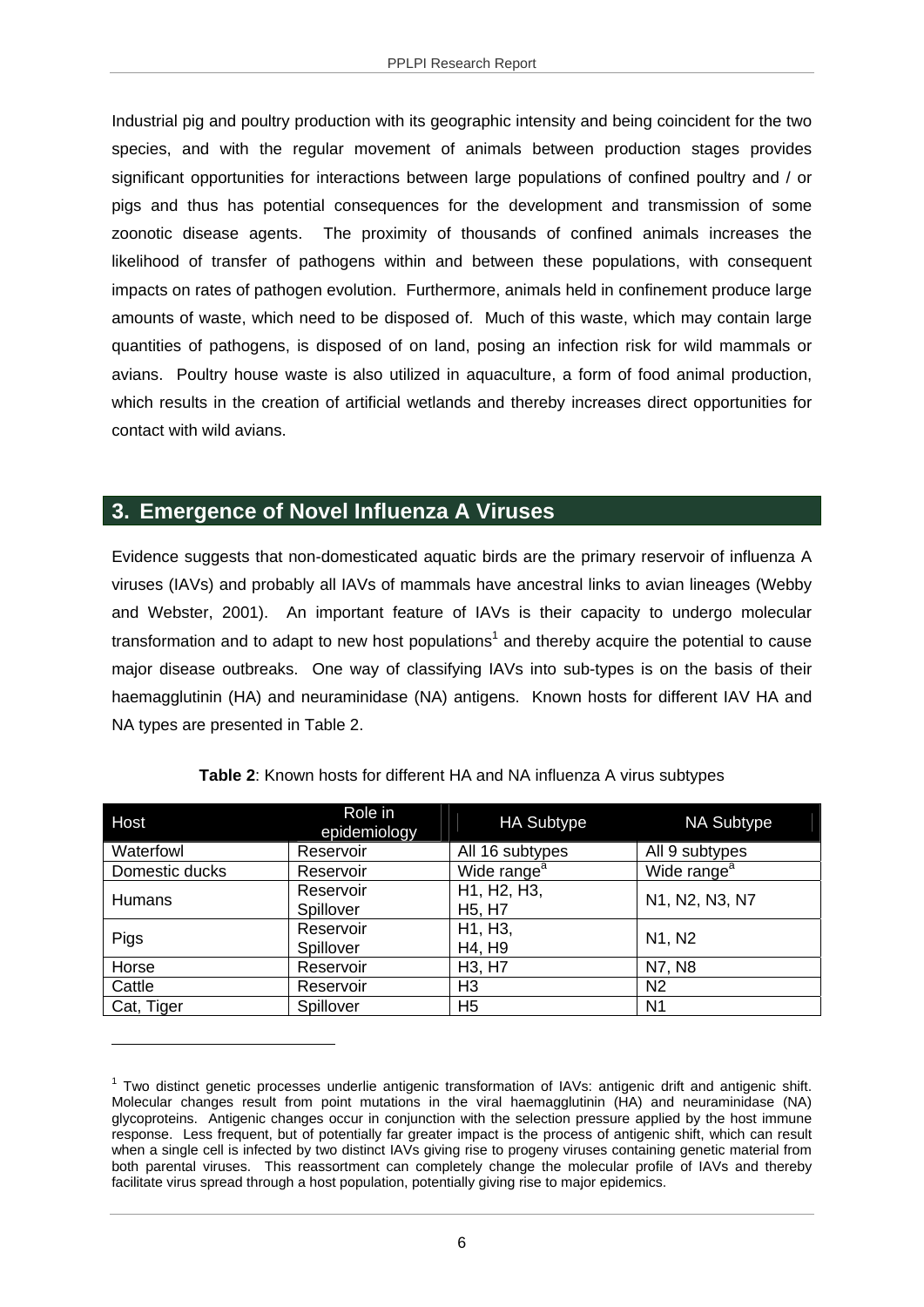Industrial pig and poultry production with its geographic intensity and being coincident for the two species, and with the regular movement of animals between production stages provides significant opportunities for interactions between large populations of confined poultry and / or pigs and thus has potential consequences for the development and transmission of some zoonotic disease agents. The proximity of thousands of confined animals increases the likelihood of transfer of pathogens within and between these populations, with consequent impacts on rates of pathogen evolution. Furthermore, animals held in confinement produce large amounts of waste, which need to be disposed of. Much of this waste, which may contain large quantities of pathogens, is disposed of on land, posing an infection risk for wild mammals or avians. Poultry house waste is also utilized in aquaculture, a form of food animal production, which results in the creation of artificial wetlands and thereby increases direct opportunities for contact with wild avians.

## 3. Emergence of Novel Influenza A Viruses

Evidence suggests that non-domesticated aquatic birds are the primary reservoir of influenza A viruses (IAVs) and probably all IAVs of mammals have ancestral links to avian lineages (Webby and Webster, 2001). An important feature of IAVs is their capacity to undergo molecular transformation and to adapt to new host populations[1] and thereby acquire the potential to cause major disease outbreaks. One way of classifying IAVs into sub-types is on the basis of their haemagglutinin (HA) and neuraminidase (NA) antigens. Known hosts for different IAV HA and NA types are presented in Table 2.

**Table 2**: Known hosts for different HA and NA influenza A virus subtypes

| Host | Role in epidemiology | HA Subtype | NA Subtype |
|---|---|---|---|
| Waterfowl | Reservoir | All 16 subtypes | All 9 subtypes |
| Domestic ducks | Reservoir | Wide range[a] | Wide range[a] |
| Humans | Reservoir Spillover | H1, H2, H3, H5, H7 | N1, N2, N3, N7 |
| Pigs | Reservoir Spillover | H1, H3, H4, H9 | N1, N2 |
| Horse | Reservoir | H3, H7 | N7, N8 |
| Cattle | Reservoir | H3 | N2 |
| Cat, Tiger | Spillover | H5 | N1 |

[1] Two distinct genetic processes underlie antigenic transformation of IAVs: antigenic drift and antigenic shift. Molecular changes result from point mutations in the viral haemagglutinin (HA) and neuraminidase (NA) glycoproteins. Antigenic changes occur in conjunction with the selection pressure applied by the host immune response. Less frequent, but of potentially far greater impact is the process of antigenic shift, which can result when a single cell is infected by two distinct IAVs giving rise to progeny viruses containing genetic material from both parental viruses. This reassortment can completely change the molecular profile of IAVs and thereby facilitate virus spread through a host population, potentially giving rise to major epidemics.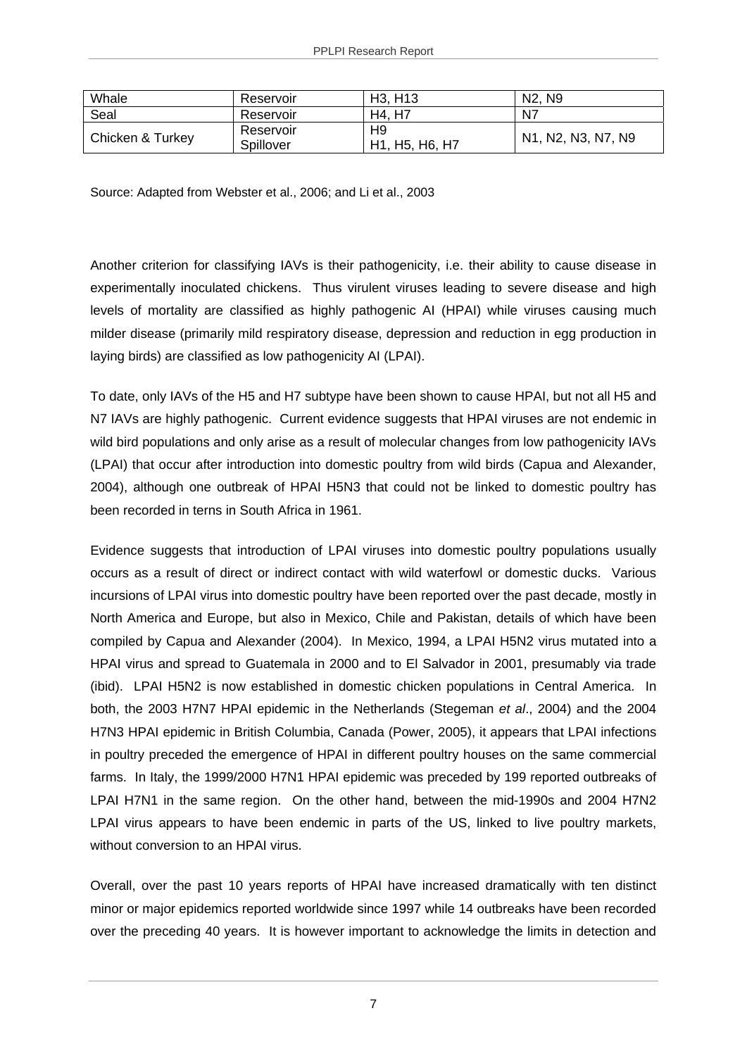| Whale | Reservoir | H3, H13 | N2, N9 |
|---|---|---|---|
| Seal | Reservoir | H4, H7 | N7 |
| Chicken & Turkey | Reservoir<br>Spillover | H9<br>H1, H5, H6, H7 | N1, N2, N3, N7, N9 |

Source: Adapted from Webster et al., 2006; and Li et al., 2003

Another criterion for classifying IAVs is their pathogenicity, i.e. their ability to cause disease in experimentally inoculated chickens. Thus virulent viruses leading to severe disease and high levels of mortality are classified as highly pathogenic AI (HPAI) while viruses causing much milder disease (primarily mild respiratory disease, depression and reduction in egg production in laying birds) are classified as low pathogenicity AI (LPAI).

To date, only IAVs of the H5 and H7 subtype have been shown to cause HPAI, but not all H5 and N7 IAVs are highly pathogenic. Current evidence suggests that HPAI viruses are not endemic in wild bird populations and only arise as a result of molecular changes from low pathogenicity IAVs (LPAI) that occur after introduction into domestic poultry from wild birds (Capua and Alexander, 2004), although one outbreak of HPAI H5N3 that could not be linked to domestic poultry has been recorded in terns in South Africa in 1961.

Evidence suggests that introduction of LPAI viruses into domestic poultry populations usually occurs as a result of direct or indirect contact with wild waterfowl or domestic ducks. Various incursions of LPAI virus into domestic poultry have been reported over the past decade, mostly in North America and Europe, but also in Mexico, Chile and Pakistan, details of which have been compiled by Capua and Alexander (2004). In Mexico, 1994, a LPAI H5N2 virus mutated into a HPAI virus and spread to Guatemala in 2000 and to El Salvador in 2001, presumably via trade (ibid). LPAI H5N2 is now established in domestic chicken populations in Central America. In both, the 2003 H7N7 HPAI epidemic in the Netherlands (Stegeman *et al*., 2004) and the 2004 H7N3 HPAI epidemic in British Columbia, Canada (Power, 2005), it appears that LPAI infections in poultry preceded the emergence of HPAI in different poultry houses on the same commercial farms. In Italy, the 1999/2000 H7N1 HPAI epidemic was preceded by 199 reported outbreaks of LPAI H7N1 in the same region. On the other hand, between the mid-1990s and 2004 H7N2 LPAI virus appears to have been endemic in parts of the US, linked to live poultry markets, without conversion to an HPAI virus.

Overall, over the past 10 years reports of HPAI have increased dramatically with ten distinct minor or major epidemics reported worldwide since 1997 while 14 outbreaks have been recorded over the preceding 40 years. It is however important to acknowledge the limits in detection and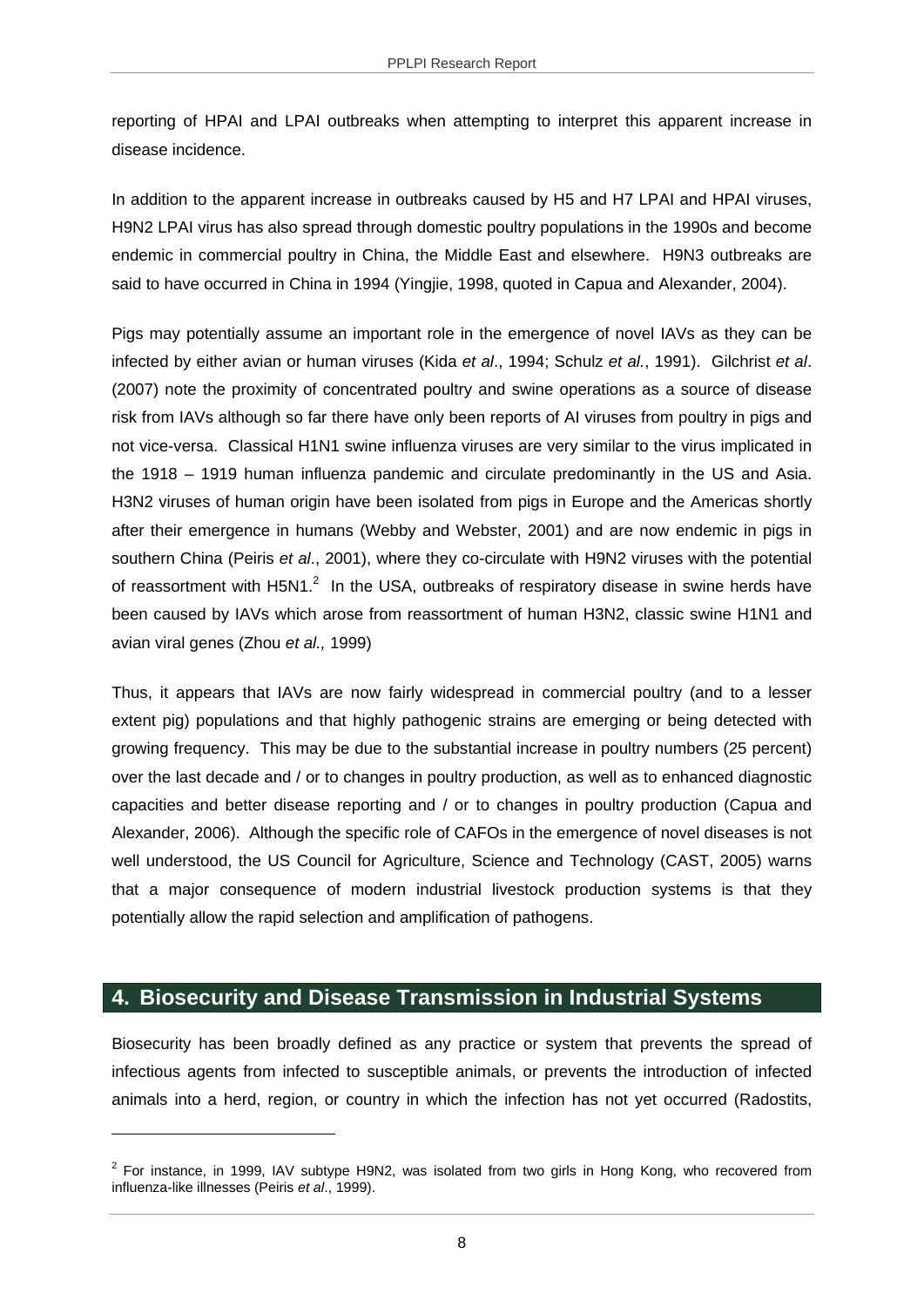reporting of HPAI and LPAI outbreaks when attempting to interpret this apparent increase in disease incidence.

In addition to the apparent increase in outbreaks caused by H5 and H7 LPAI and HPAI viruses, H9N2 LPAI virus has also spread through domestic poultry populations in the 1990s and become endemic in commercial poultry in China, the Middle East and elsewhere. H9N3 outbreaks are said to have occurred in China in 1994 (Yingjie, 1998, quoted in Capua and Alexander, 2004).

Pigs may potentially assume an important role in the emergence of novel IAVs as they can be infected by either avian or human viruses (Kida *et al*., 1994; Schulz *et al.*, 1991). Gilchrist *et al*. (2007) note the proximity of concentrated poultry and swine operations as a source of disease risk from IAVs although so far there have only been reports of AI viruses from poultry in pigs and not vice-versa. Classical H1N1 swine influenza viruses are very similar to the virus implicated in the 1918 – 1919 human influenza pandemic and circulate predominantly in the US and Asia. H3N2 viruses of human origin have been isolated from pigs in Europe and the Americas shortly after their emergence in humans (Webby and Webster, 2001) and are now endemic in pigs in southern China (Peiris *et al*., 2001), where they co-circulate with H9N2 viruses with the potential of reassortment with H5N1.[2] In the USA, outbreaks of respiratory disease in swine herds have been caused by IAVs which arose from reassortment of human H3N2, classic swine H1N1 and avian viral genes (Zhou *et al.,* 1999)

Thus, it appears that IAVs are now fairly widespread in commercial poultry (and to a lesser extent pig) populations and that highly pathogenic strains are emerging or being detected with growing frequency. This may be due to the substantial increase in poultry numbers (25 percent) over the last decade and / or to changes in poultry production, as well as to enhanced diagnostic capacities and better disease reporting and / or to changes in poultry production (Capua and Alexander, 2006). Although the specific role of CAFOs in the emergence of novel diseases is not well understood, the US Council for Agriculture, Science and Technology (CAST, 2005) warns that a major consequence of modern industrial livestock production systems is that they potentially allow the rapid selection and amplification of pathogens.

## 4. Biosecurity and Disease Transmission in Industrial Systems

Biosecurity has been broadly defined as any practice or system that prevents the spread of infectious agents from infected to susceptible animals, or prevents the introduction of infected animals into a herd, region, or country in which the infection has not yet occurred (Radostits,

[2] For instance, in 1999, IAV subtype H9N2, was isolated from two girls in Hong Kong, who recovered from influenza-like illnesses (Peiris *et al*., 1999).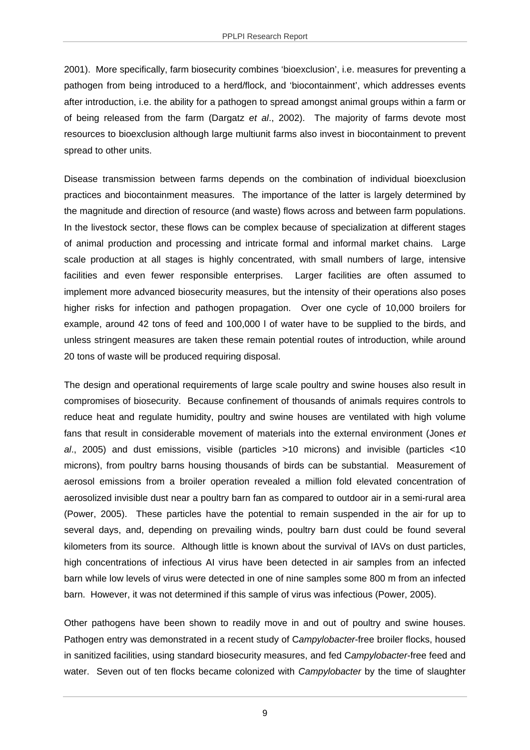2001). More specifically, farm biosecurity combines 'bioexclusion', i.e. measures for preventing a pathogen from being introduced to a herd/flock, and 'biocontainment', which addresses events after introduction, i.e. the ability for a pathogen to spread amongst animal groups within a farm or of being released from the farm (Dargatz *et al*., 2002). The majority of farms devote most resources to bioexclusion although large multiunit farms also invest in biocontainment to prevent spread to other units.

Disease transmission between farms depends on the combination of individual bioexclusion practices and biocontainment measures. The importance of the latter is largely determined by the magnitude and direction of resource (and waste) flows across and between farm populations. In the livestock sector, these flows can be complex because of specialization at different stages of animal production and processing and intricate formal and informal market chains. Large scale production at all stages is highly concentrated, with small numbers of large, intensive facilities and even fewer responsible enterprises. Larger facilities are often assumed to implement more advanced biosecurity measures, but the intensity of their operations also poses higher risks for infection and pathogen propagation. Over one cycle of 10,000 broilers for example, around 42 tons of feed and 100,000 l of water have to be supplied to the birds, and unless stringent measures are taken these remain potential routes of introduction, while around 20 tons of waste will be produced requiring disposal.

The design and operational requirements of large scale poultry and swine houses also result in compromises of biosecurity. Because confinement of thousands of animals requires controls to reduce heat and regulate humidity, poultry and swine houses are ventilated with high volume fans that result in considerable movement of materials into the external environment (Jones *et al*., 2005) and dust emissions, visible (particles >10 microns) and invisible (particles <10 microns), from poultry barns housing thousands of birds can be substantial. Measurement of aerosol emissions from a broiler operation revealed a million fold elevated concentration of aerosolized invisible dust near a poultry barn fan as compared to outdoor air in a semi-rural area (Power, 2005). These particles have the potential to remain suspended in the air for up to several days, and, depending on prevailing winds, poultry barn dust could be found several kilometers from its source. Although little is known about the survival of IAVs on dust particles, high concentrations of infectious AI virus have been detected in air samples from an infected barn while low levels of virus were detected in one of nine samples some 800 m from an infected barn. However, it was not determined if this sample of virus was infectious (Power, 2005).

Other pathogens have been shown to readily move in and out of poultry and swine houses. Pathogen entry was demonstrated in a recent study of C*ampylobacter*-free broiler flocks, housed in sanitized facilities, using standard biosecurity measures, and fed C*ampylobacter*-free feed and water. Seven out of ten flocks became colonized with *Campylobacter* by the time of slaughter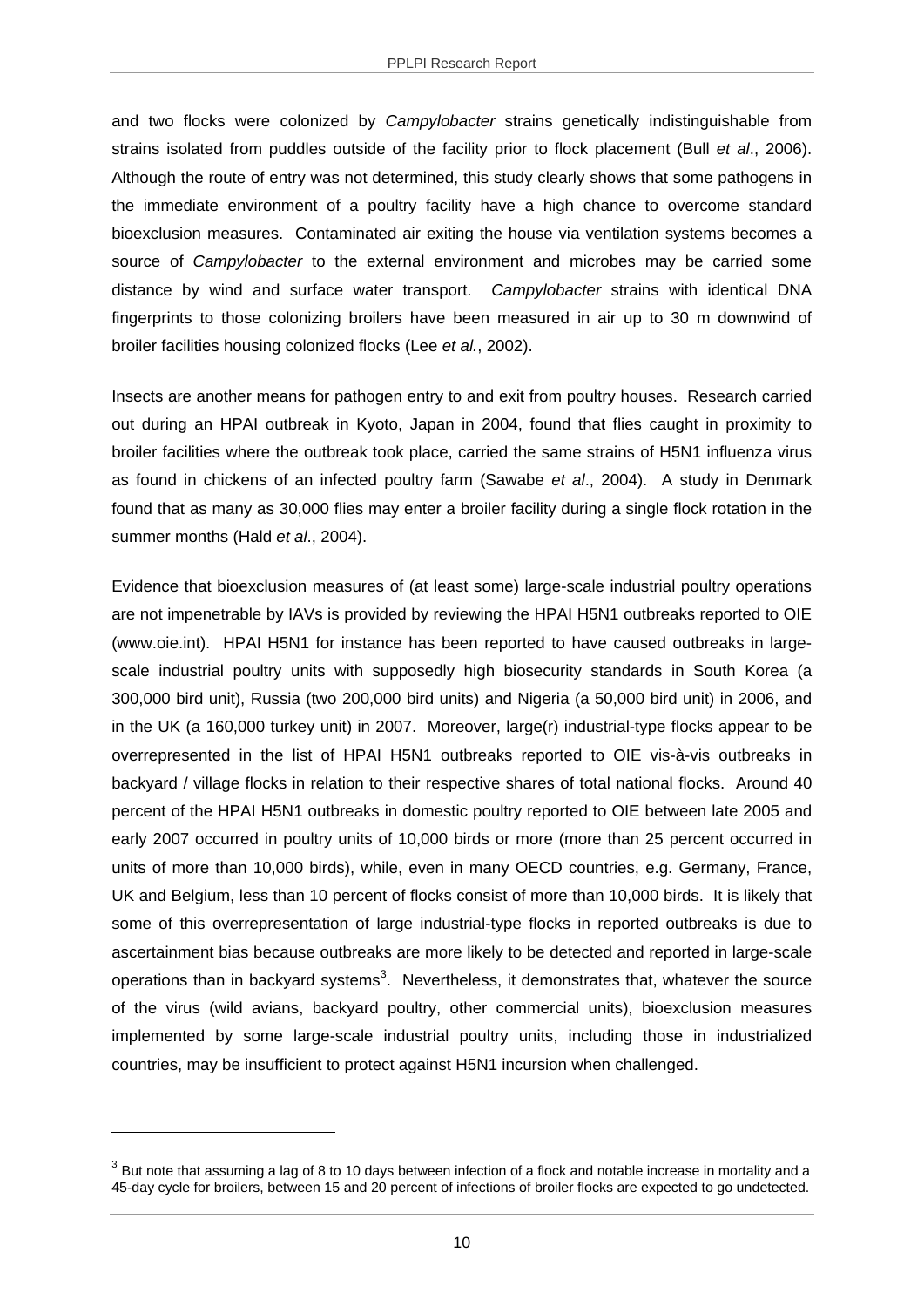and two flocks were colonized by *Campylobacter* strains genetically indistinguishable from strains isolated from puddles outside of the facility prior to flock placement (Bull *et al*., 2006). Although the route of entry was not determined, this study clearly shows that some pathogens in the immediate environment of a poultry facility have a high chance to overcome standard bioexclusion measures. Contaminated air exiting the house via ventilation systems becomes a source of *Campylobacter* to the external environment and microbes may be carried some distance by wind and surface water transport. *Campylobacter* strains with identical DNA fingerprints to those colonizing broilers have been measured in air up to 30 m downwind of broiler facilities housing colonized flocks (Lee *et al.*, 2002).

Insects are another means for pathogen entry to and exit from poultry houses. Research carried out during an HPAI outbreak in Kyoto, Japan in 2004, found that flies caught in proximity to broiler facilities where the outbreak took place, carried the same strains of H5N1 influenza virus as found in chickens of an infected poultry farm (Sawabe *et al*., 2004). A study in Denmark found that as many as 30,000 flies may enter a broiler facility during a single flock rotation in the summer months (Hald *et al*., 2004).

Evidence that bioexclusion measures of (at least some) large-scale industrial poultry operations are not impenetrable by IAVs is provided by reviewing the HPAI H5N1 outbreaks reported to OIE (www.oie.int). HPAI H5N1 for instance has been reported to have caused outbreaks in large-scale industrial poultry units with supposedly high biosecurity standards in South Korea (a 300,000 bird unit), Russia (two 200,000 bird units) and Nigeria (a 50,000 bird unit) in 2006, and in the UK (a 160,000 turkey unit) in 2007. Moreover, large(r) industrial-type flocks appear to be overrepresented in the list of HPAI H5N1 outbreaks reported to OIE vis-à-vis outbreaks in backyard / village flocks in relation to their respective shares of total national flocks. Around 40 percent of the HPAI H5N1 outbreaks in domestic poultry reported to OIE between late 2005 and early 2007 occurred in poultry units of 10,000 birds or more (more than 25 percent occurred in units of more than 10,000 birds), while, even in many OECD countries, e.g. Germany, France, UK and Belgium, less than 10 percent of flocks consist of more than 10,000 birds. It is likely that some of this overrepresentation of large industrial-type flocks in reported outbreaks is due to ascertainment bias because outbreaks are more likely to be detected and reported in large-scale operations than in backyard systems[3]. Nevertheless, it demonstrates that, whatever the source of the virus (wild avians, backyard poultry, other commercial units), bioexclusion measures implemented by some large-scale industrial poultry units, including those in industrialized countries, may be insufficient to protect against H5N1 incursion when challenged.

---

[3] But note that assuming a lag of 8 to 10 days between infection of a flock and notable increase in mortality and a 45-day cycle for broilers, between 15 and 20 percent of infections of broiler flocks are expected to go undetected.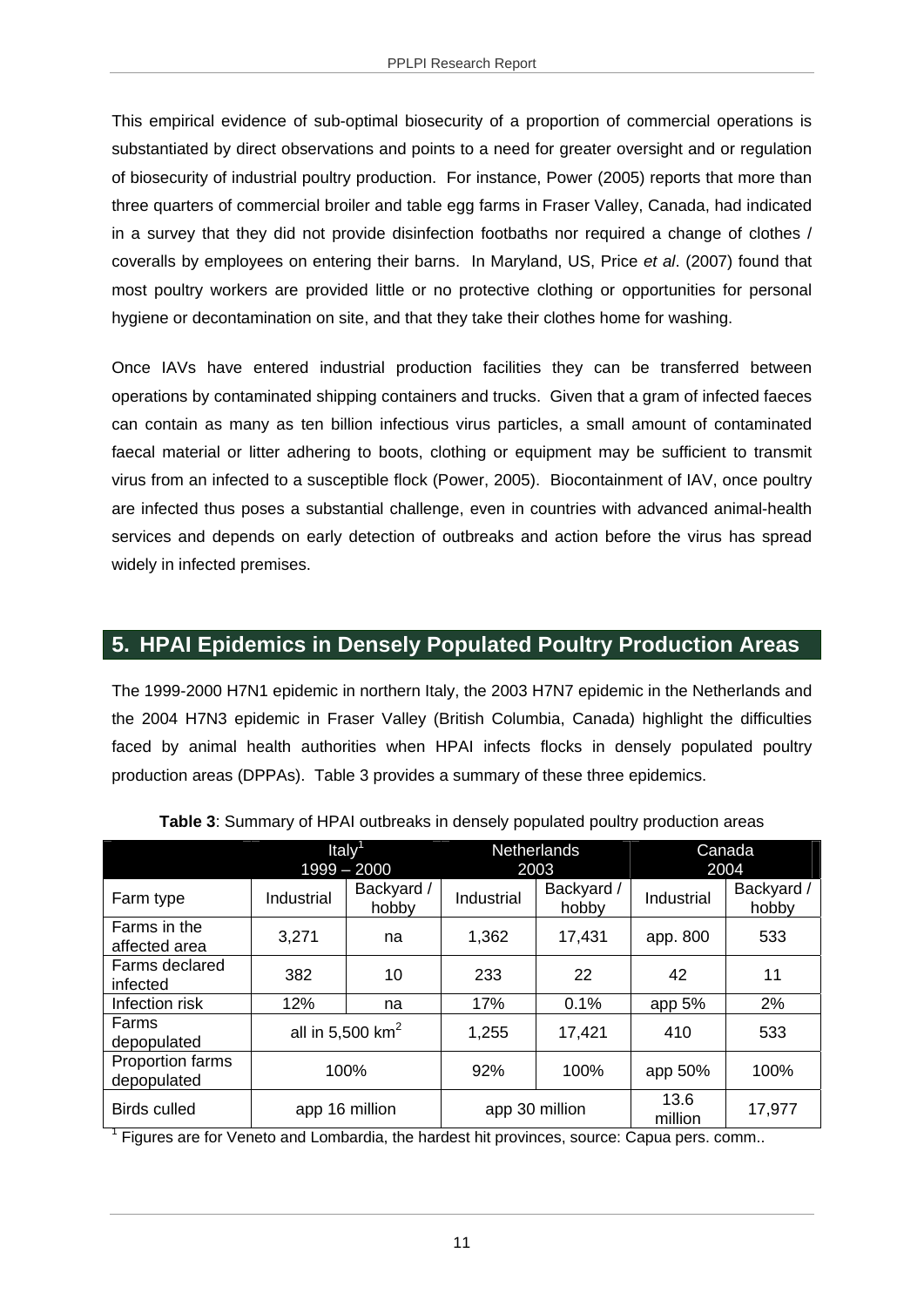This empirical evidence of sub-optimal biosecurity of a proportion of commercial operations is substantiated by direct observations and points to a need for greater oversight and or regulation of biosecurity of industrial poultry production. For instance, Power (2005) reports that more than three quarters of commercial broiler and table egg farms in Fraser Valley, Canada, had indicated in a survey that they did not provide disinfection footbaths nor required a change of clothes / coveralls by employees on entering their barns. In Maryland, US, Price *et al*. (2007) found that most poultry workers are provided little or no protective clothing or opportunities for personal hygiene or decontamination on site, and that they take their clothes home for washing.

Once IAVs have entered industrial production facilities they can be transferred between operations by contaminated shipping containers and trucks. Given that a gram of infected faeces can contain as many as ten billion infectious virus particles, a small amount of contaminated faecal material or litter adhering to boots, clothing or equipment may be sufficient to transmit virus from an infected to a susceptible flock (Power, 2005). Biocontainment of IAV, once poultry are infected thus poses a substantial challenge, even in countries with advanced animal-health services and depends on early detection of outbreaks and action before the virus has spread widely in infected premises.

## 5. HPAI Epidemics in Densely Populated Poultry Production Areas

The 1999-2000 H7N1 epidemic in northern Italy, the 2003 H7N7 epidemic in the Netherlands and the 2004 H7N3 epidemic in Fraser Valley (British Columbia, Canada) highlight the difficulties faced by animal health authorities when HPAI infects flocks in densely populated poultry production areas (DPPAs). Table 3 provides a summary of these three epidemics.

**Table 3**: Summary of HPAI outbreaks in densely populated poultry production areas

| | Italy[1] 1999 – 2000 | | Netherlands 2003 | | Canada 2004 | |
|---|---|---|---|---|---|---|
| Farm type | Industrial | Backyard / hobby | Industrial | Backyard / hobby | Industrial | Backyard / hobby |
| Farms in the affected area | 3,271 | na | 1,362 | 17,431 | app. 800 | 533 |
| Farms declared infected | 382 | 10 | 233 | 22 | 42 | 11 |
| Infection risk | 12% | na | 17% | 0.1% | app 5% | 2% |
| Farms depopulated | all in 5,500 km$^2$ | | 1,255 | 17,421 | 410 | 533 |
| Proportion farms depopulated | 100% | | 92% | 100% | app 50% | 100% |
| Birds culled | app 16 million | | app 30 million | | 13.6 million | 17,977 |

[1] Figures are for Veneto and Lombardia, the hardest hit provinces, source: Capua pers. comm..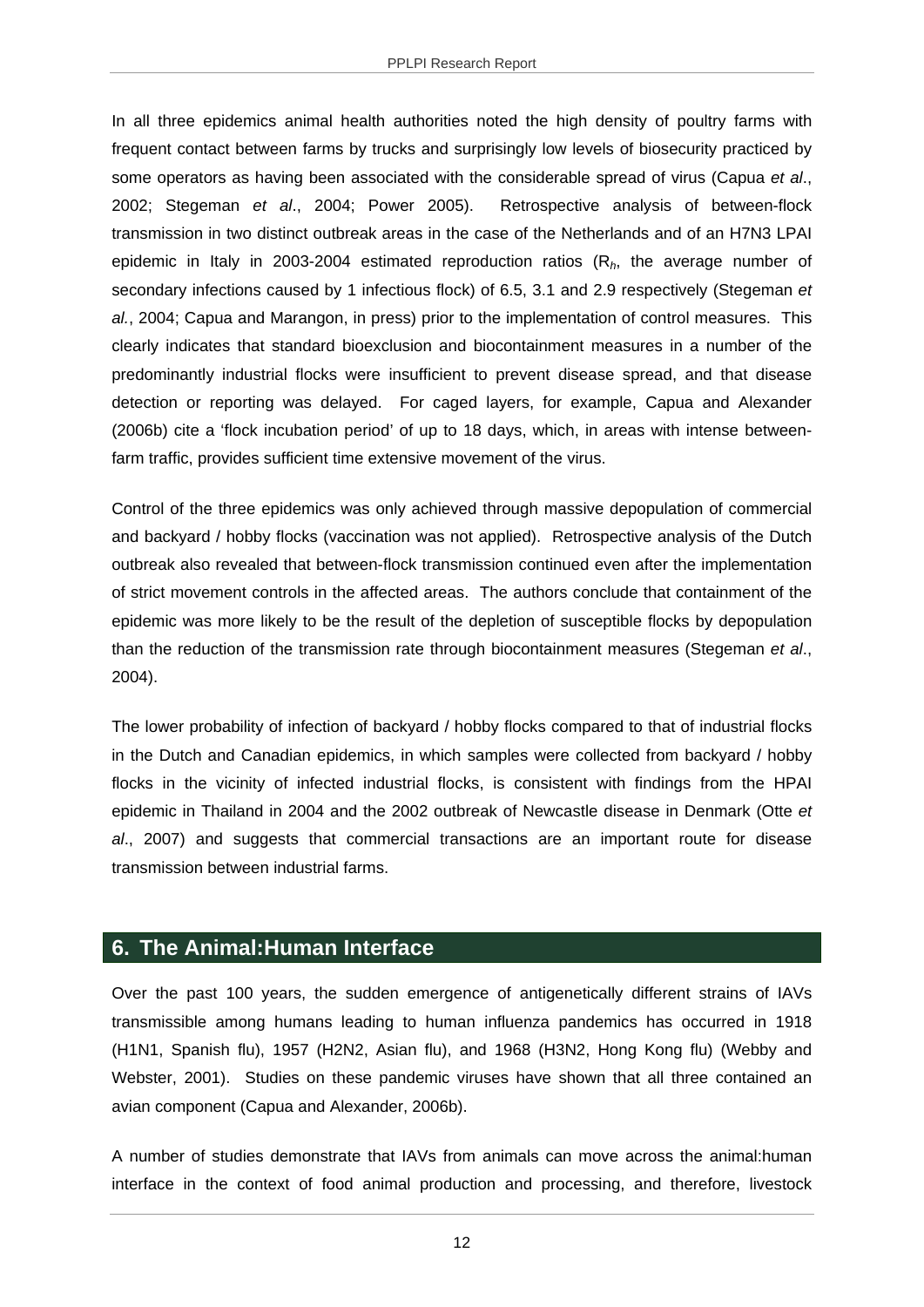In all three epidemics animal health authorities noted the high density of poultry farms with frequent contact between farms by trucks and surprisingly low levels of biosecurity practiced by some operators as having been associated with the considerable spread of virus (Capua *et al*., 2002; Stegeman *et al*., 2004; Power 2005). Retrospective analysis of between-flock transmission in two distinct outbreak areas in the case of the Netherlands and of an H7N3 LPAI epidemic in Italy in 2003-2004 estimated reproduction ratios ($R_h$, the average number of secondary infections caused by 1 infectious flock) of 6.5, 3.1 and 2.9 respectively (Stegeman *et al.*, 2004; Capua and Marangon, in press) prior to the implementation of control measures. This clearly indicates that standard bioexclusion and biocontainment measures in a number of the predominantly industrial flocks were insufficient to prevent disease spread, and that disease detection or reporting was delayed. For caged layers, for example, Capua and Alexander (2006b) cite a 'flock incubation period' of up to 18 days, which, in areas with intense between-farm traffic, provides sufficient time extensive movement of the virus.

Control of the three epidemics was only achieved through massive depopulation of commercial and backyard / hobby flocks (vaccination was not applied). Retrospective analysis of the Dutch outbreak also revealed that between-flock transmission continued even after the implementation of strict movement controls in the affected areas. The authors conclude that containment of the epidemic was more likely to be the result of the depletion of susceptible flocks by depopulation than the reduction of the transmission rate through biocontainment measures (Stegeman *et al*., 2004).

The lower probability of infection of backyard / hobby flocks compared to that of industrial flocks in the Dutch and Canadian epidemics, in which samples were collected from backyard / hobby flocks in the vicinity of infected industrial flocks, is consistent with findings from the HPAI epidemic in Thailand in 2004 and the 2002 outbreak of Newcastle disease in Denmark (Otte *et al*., 2007) and suggests that commercial transactions are an important route for disease transmission between industrial farms.

## 6. The Animal:Human Interface

Over the past 100 years, the sudden emergence of antigenetically different strains of IAVs transmissible among humans leading to human influenza pandemics has occurred in 1918 (H1N1, Spanish flu), 1957 (H2N2, Asian flu), and 1968 (H3N2, Hong Kong flu) (Webby and Webster, 2001). Studies on these pandemic viruses have shown that all three contained an avian component (Capua and Alexander, 2006b).

A number of studies demonstrate that IAVs from animals can move across the animal:human interface in the context of food animal production and processing, and therefore, livestock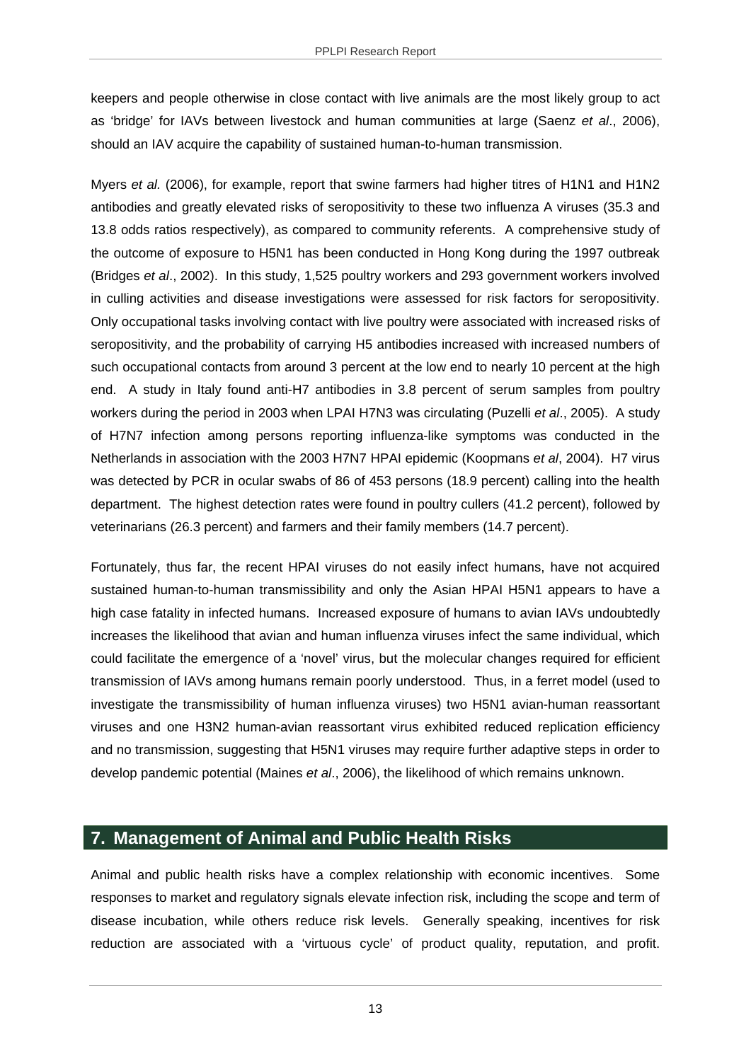keepers and people otherwise in close contact with live animals are the most likely group to act as 'bridge' for IAVs between livestock and human communities at large (Saenz *et al*., 2006), should an IAV acquire the capability of sustained human-to-human transmission.

Myers *et al.* (2006), for example, report that swine farmers had higher titres of H1N1 and H1N2 antibodies and greatly elevated risks of seropositivity to these two influenza A viruses (35.3 and 13.8 odds ratios respectively), as compared to community referents. A comprehensive study of the outcome of exposure to H5N1 has been conducted in Hong Kong during the 1997 outbreak (Bridges *et al*., 2002). In this study, 1,525 poultry workers and 293 government workers involved in culling activities and disease investigations were assessed for risk factors for seropositivity. Only occupational tasks involving contact with live poultry were associated with increased risks of seropositivity, and the probability of carrying H5 antibodies increased with increased numbers of such occupational contacts from around 3 percent at the low end to nearly 10 percent at the high end. A study in Italy found anti-H7 antibodies in 3.8 percent of serum samples from poultry workers during the period in 2003 when LPAI H7N3 was circulating (Puzelli *et al*., 2005). A study of H7N7 infection among persons reporting influenza-like symptoms was conducted in the Netherlands in association with the 2003 H7N7 HPAI epidemic (Koopmans *et al*, 2004). H7 virus was detected by PCR in ocular swabs of 86 of 453 persons (18.9 percent) calling into the health department. The highest detection rates were found in poultry cullers (41.2 percent), followed by veterinarians (26.3 percent) and farmers and their family members (14.7 percent).

Fortunately, thus far, the recent HPAI viruses do not easily infect humans, have not acquired sustained human-to-human transmissibility and only the Asian HPAI H5N1 appears to have a high case fatality in infected humans. Increased exposure of humans to avian IAVs undoubtedly increases the likelihood that avian and human influenza viruses infect the same individual, which could facilitate the emergence of a 'novel' virus, but the molecular changes required for efficient transmission of IAVs among humans remain poorly understood. Thus, in a ferret model (used to investigate the transmissibility of human influenza viruses) two H5N1 avian-human reassortant viruses and one H3N2 human-avian reassortant virus exhibited reduced replication efficiency and no transmission, suggesting that H5N1 viruses may require further adaptive steps in order to develop pandemic potential (Maines *et al*., 2006), the likelihood of which remains unknown.

## 7. Management of Animal and Public Health Risks

Animal and public health risks have a complex relationship with economic incentives. Some responses to market and regulatory signals elevate infection risk, including the scope and term of disease incubation, while others reduce risk levels. Generally speaking, incentives for risk reduction are associated with a 'virtuous cycle' of product quality, reputation, and profit.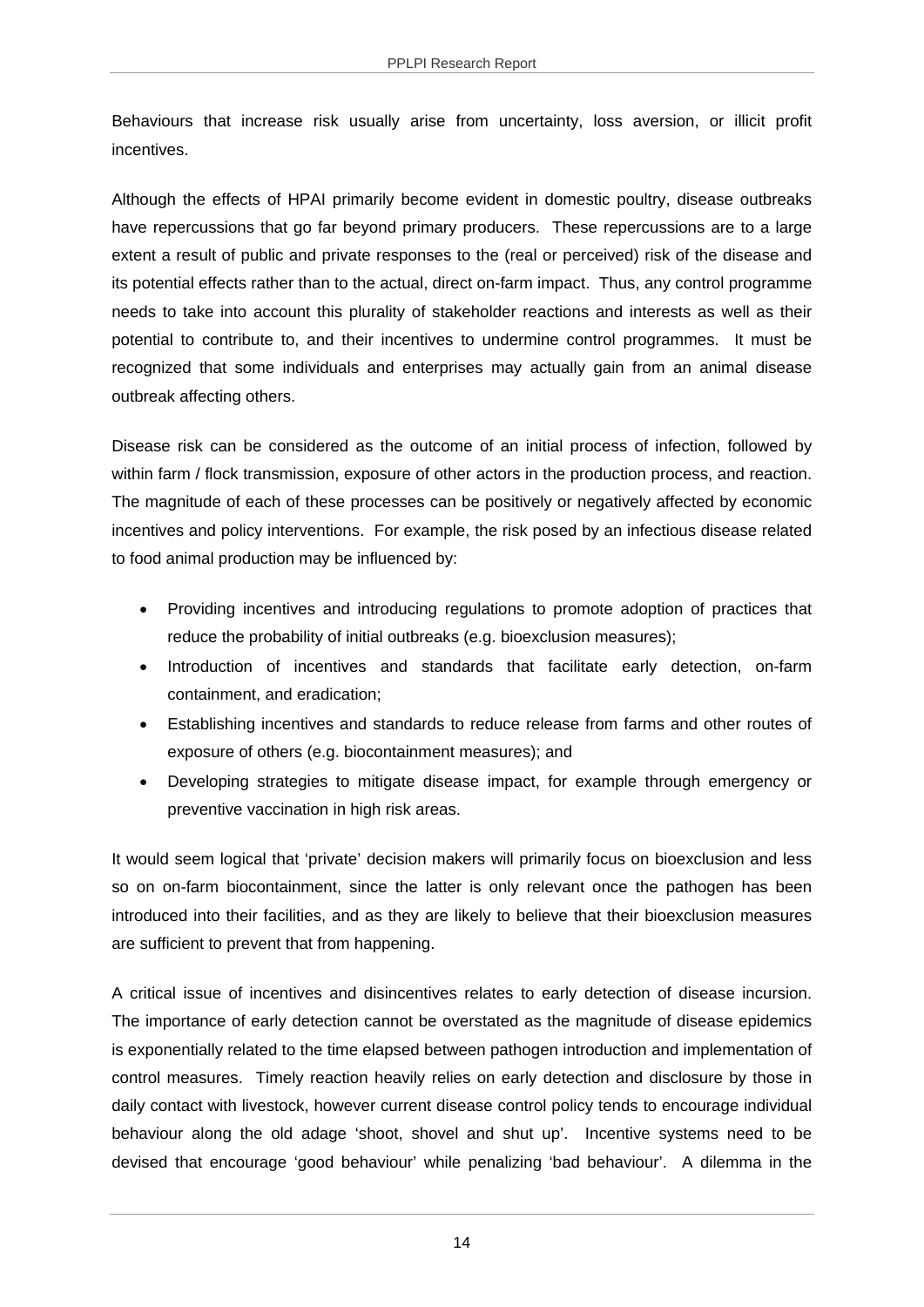Behaviours that increase risk usually arise from uncertainty, loss aversion, or illicit profit incentives.

Although the effects of HPAI primarily become evident in domestic poultry, disease outbreaks have repercussions that go far beyond primary producers. These repercussions are to a large extent a result of public and private responses to the (real or perceived) risk of the disease and its potential effects rather than to the actual, direct on-farm impact. Thus, any control programme needs to take into account this plurality of stakeholder reactions and interests as well as their potential to contribute to, and their incentives to undermine control programmes. It must be recognized that some individuals and enterprises may actually gain from an animal disease outbreak affecting others.

Disease risk can be considered as the outcome of an initial process of infection, followed by within farm / flock transmission, exposure of other actors in the production process, and reaction. The magnitude of each of these processes can be positively or negatively affected by economic incentives and policy interventions. For example, the risk posed by an infectious disease related to food animal production may be influenced by:

- Providing incentives and introducing regulations to promote adoption of practices that reduce the probability of initial outbreaks (e.g. bioexclusion measures);
- Introduction of incentives and standards that facilitate early detection, on-farm containment, and eradication;
- Establishing incentives and standards to reduce release from farms and other routes of exposure of others (e.g. biocontainment measures); and
- Developing strategies to mitigate disease impact, for example through emergency or preventive vaccination in high risk areas.

It would seem logical that 'private' decision makers will primarily focus on bioexclusion and less so on on-farm biocontainment, since the latter is only relevant once the pathogen has been introduced into their facilities, and as they are likely to believe that their bioexclusion measures are sufficient to prevent that from happening.

A critical issue of incentives and disincentives relates to early detection of disease incursion. The importance of early detection cannot be overstated as the magnitude of disease epidemics is exponentially related to the time elapsed between pathogen introduction and implementation of control measures. Timely reaction heavily relies on early detection and disclosure by those in daily contact with livestock, however current disease control policy tends to encourage individual behaviour along the old adage 'shoot, shovel and shut up'. Incentive systems need to be devised that encourage 'good behaviour' while penalizing 'bad behaviour'. A dilemma in the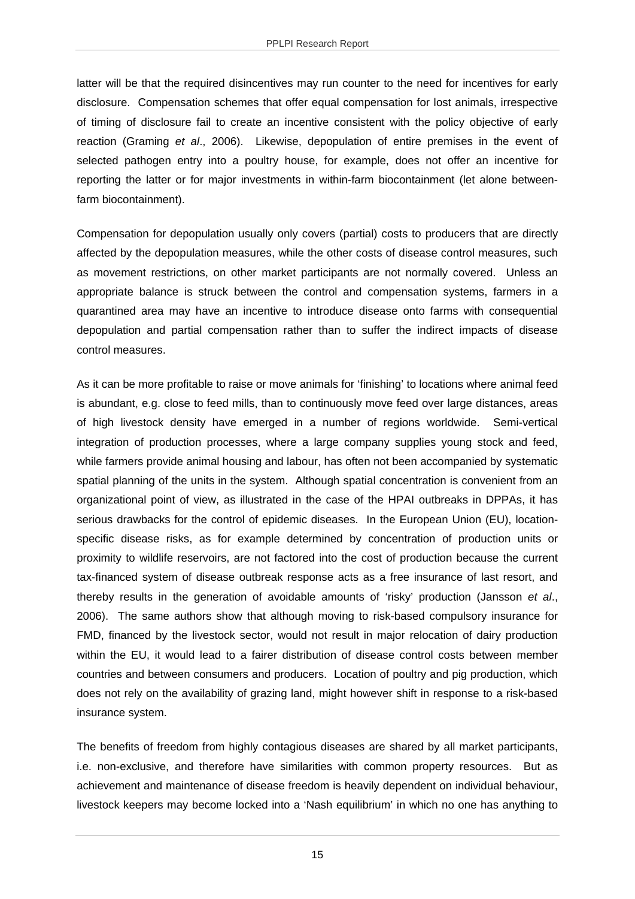latter will be that the required disincentives may run counter to the need for incentives for early disclosure. Compensation schemes that offer equal compensation for lost animals, irrespective of timing of disclosure fail to create an incentive consistent with the policy objective of early reaction (Graming *et al*., 2006). Likewise, depopulation of entire premises in the event of selected pathogen entry into a poultry house, for example, does not offer an incentive for reporting the latter or for major investments in within-farm biocontainment (let alone between-farm biocontainment).

Compensation for depopulation usually only covers (partial) costs to producers that are directly affected by the depopulation measures, while the other costs of disease control measures, such as movement restrictions, on other market participants are not normally covered. Unless an appropriate balance is struck between the control and compensation systems, farmers in a quarantined area may have an incentive to introduce disease onto farms with consequential depopulation and partial compensation rather than to suffer the indirect impacts of disease control measures.

As it can be more profitable to raise or move animals for 'finishing' to locations where animal feed is abundant, e.g. close to feed mills, than to continuously move feed over large distances, areas of high livestock density have emerged in a number of regions worldwide. Semi-vertical integration of production processes, where a large company supplies young stock and feed, while farmers provide animal housing and labour, has often not been accompanied by systematic spatial planning of the units in the system. Although spatial concentration is convenient from an organizational point of view, as illustrated in the case of the HPAI outbreaks in DPPAs, it has serious drawbacks for the control of epidemic diseases. In the European Union (EU), location-specific disease risks, as for example determined by concentration of production units or proximity to wildlife reservoirs, are not factored into the cost of production because the current tax-financed system of disease outbreak response acts as a free insurance of last resort, and thereby results in the generation of avoidable amounts of 'risky' production (Jansson *et al*., 2006). The same authors show that although moving to risk-based compulsory insurance for FMD, financed by the livestock sector, would not result in major relocation of dairy production within the EU, it would lead to a fairer distribution of disease control costs between member countries and between consumers and producers. Location of poultry and pig production, which does not rely on the availability of grazing land, might however shift in response to a risk-based insurance system.

The benefits of freedom from highly contagious diseases are shared by all market participants, i.e. non-exclusive, and therefore have similarities with common property resources. But as achievement and maintenance of disease freedom is heavily dependent on individual behaviour, livestock keepers may become locked into a 'Nash equilibrium' in which no one has anything to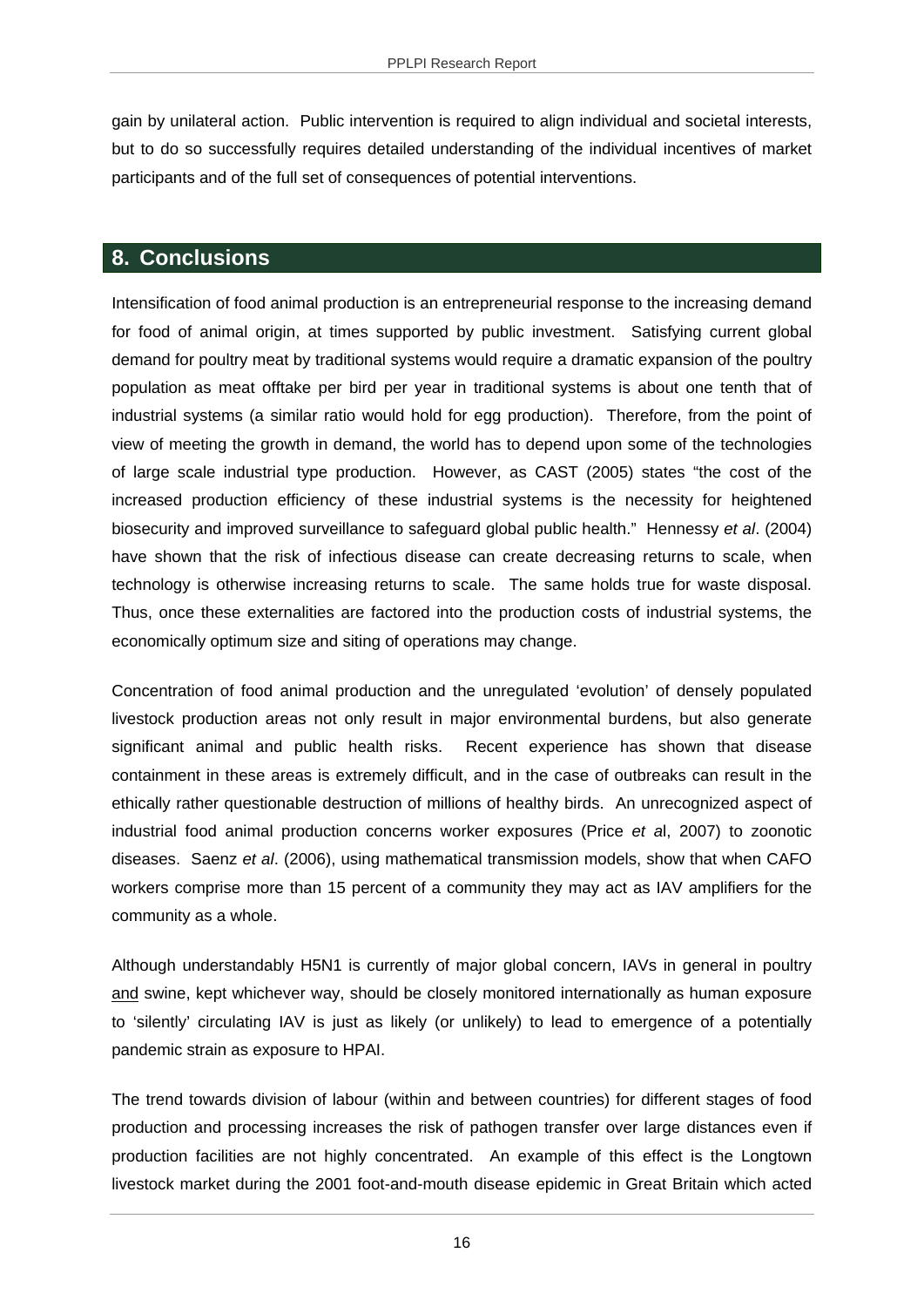gain by unilateral action. Public intervention is required to align individual and societal interests, but to do so successfully requires detailed understanding of the individual incentives of market participants and of the full set of consequences of potential interventions.

## 8. Conclusions

Intensification of food animal production is an entrepreneurial response to the increasing demand for food of animal origin, at times supported by public investment. Satisfying current global demand for poultry meat by traditional systems would require a dramatic expansion of the poultry population as meat offtake per bird per year in traditional systems is about one tenth that of industrial systems (a similar ratio would hold for egg production). Therefore, from the point of view of meeting the growth in demand, the world has to depend upon some of the technologies of large scale industrial type production. However, as CAST (2005) states "the cost of the increased production efficiency of these industrial systems is the necessity for heightened biosecurity and improved surveillance to safeguard global public health." Hennessy *et al*. (2004) have shown that the risk of infectious disease can create decreasing returns to scale, when technology is otherwise increasing returns to scale. The same holds true for waste disposal. Thus, once these externalities are factored into the production costs of industrial systems, the economically optimum size and siting of operations may change.

Concentration of food animal production and the unregulated 'evolution' of densely populated livestock production areas not only result in major environmental burdens, but also generate significant animal and public health risks. Recent experience has shown that disease containment in these areas is extremely difficult, and in the case of outbreaks can result in the ethically rather questionable destruction of millions of healthy birds. An unrecognized aspect of industrial food animal production concerns worker exposures (Price *et a*l, 2007) to zoonotic diseases. Saenz *et al*. (2006), using mathematical transmission models, show that when CAFO workers comprise more than 15 percent of a community they may act as IAV amplifiers for the community as a whole.

Although understandably H5N1 is currently of major global concern, IAVs in general in poultry <u>and</u> swine, kept whichever way, should be closely monitored internationally as human exposure to 'silently' circulating IAV is just as likely (or unlikely) to lead to emergence of a potentially pandemic strain as exposure to HPAI.

The trend towards division of labour (within and between countries) for different stages of food production and processing increases the risk of pathogen transfer over large distances even if production facilities are not highly concentrated. An example of this effect is the Longtown livestock market during the 2001 foot-and-mouth disease epidemic in Great Britain which acted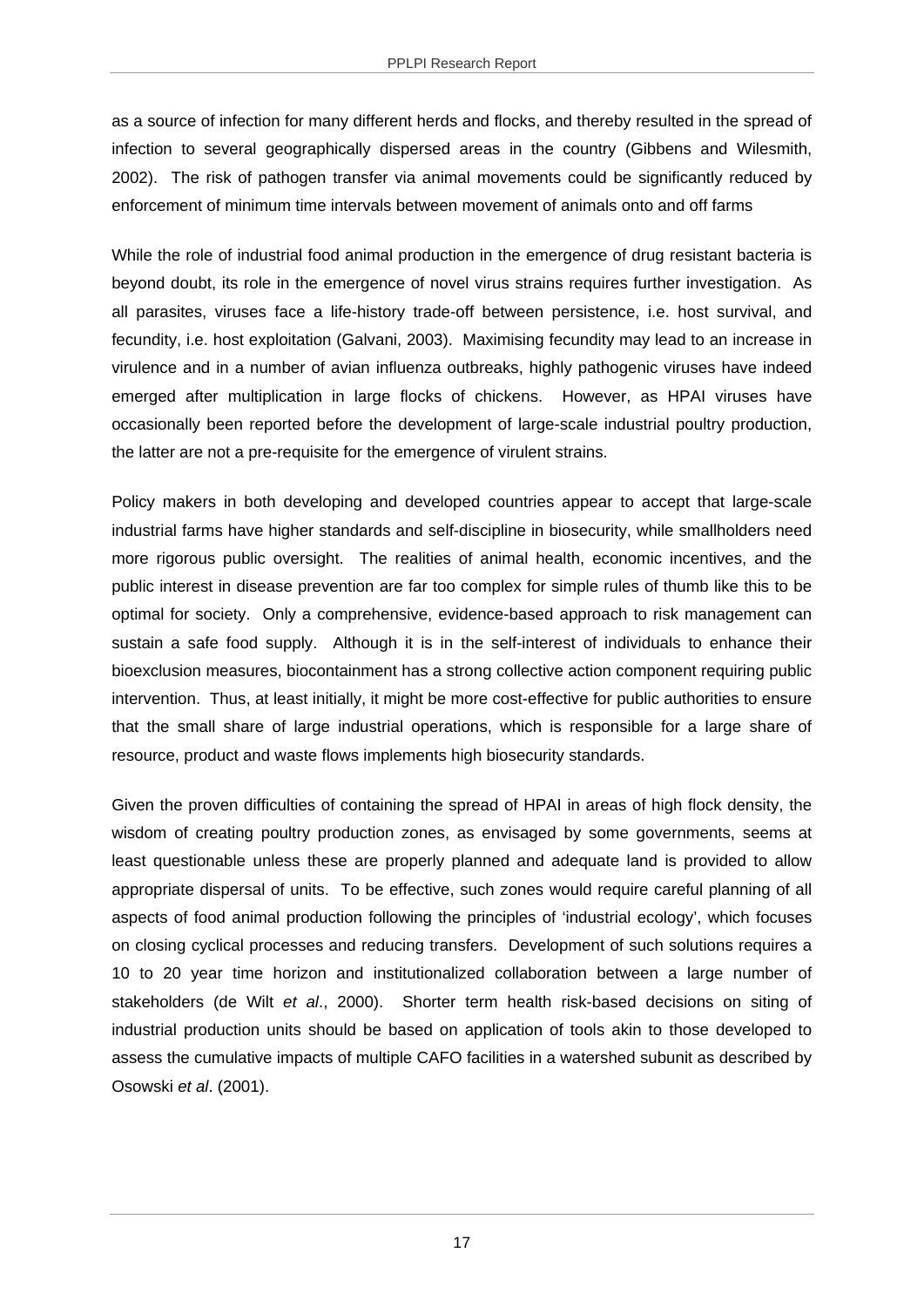as a source of infection for many different herds and flocks, and thereby resulted in the spread of infection to several geographically dispersed areas in the country (Gibbens and Wilesmith, 2002). The risk of pathogen transfer via animal movements could be significantly reduced by enforcement of minimum time intervals between movement of animals onto and off farms

While the role of industrial food animal production in the emergence of drug resistant bacteria is beyond doubt, its role in the emergence of novel virus strains requires further investigation. As all parasites, viruses face a life-history trade-off between persistence, i.e. host survival, and fecundity, i.e. host exploitation (Galvani, 2003). Maximising fecundity may lead to an increase in virulence and in a number of avian influenza outbreaks, highly pathogenic viruses have indeed emerged after multiplication in large flocks of chickens. However, as HPAI viruses have occasionally been reported before the development of large-scale industrial poultry production, the latter are not a pre-requisite for the emergence of virulent strains.

Policy makers in both developing and developed countries appear to accept that large-scale industrial farms have higher standards and self-discipline in biosecurity, while smallholders need more rigorous public oversight. The realities of animal health, economic incentives, and the public interest in disease prevention are far too complex for simple rules of thumb like this to be optimal for society. Only a comprehensive, evidence-based approach to risk management can sustain a safe food supply. Although it is in the self-interest of individuals to enhance their bioexclusion measures, biocontainment has a strong collective action component requiring public intervention. Thus, at least initially, it might be more cost-effective for public authorities to ensure that the small share of large industrial operations, which is responsible for a large share of resource, product and waste flows implements high biosecurity standards.

Given the proven difficulties of containing the spread of HPAI in areas of high flock density, the wisdom of creating poultry production zones, as envisaged by some governments, seems at least questionable unless these are properly planned and adequate land is provided to allow appropriate dispersal of units. To be effective, such zones would require careful planning of all aspects of food animal production following the principles of 'industrial ecology', which focuses on closing cyclical processes and reducing transfers. Development of such solutions requires a 10 to 20 year time horizon and institutionalized collaboration between a large number of stakeholders (de Wilt *et al*., 2000). Shorter term health risk-based decisions on siting of industrial production units should be based on application of tools akin to those developed to assess the cumulative impacts of multiple CAFO facilities in a watershed subunit as described by Osowski *et al*. (2001).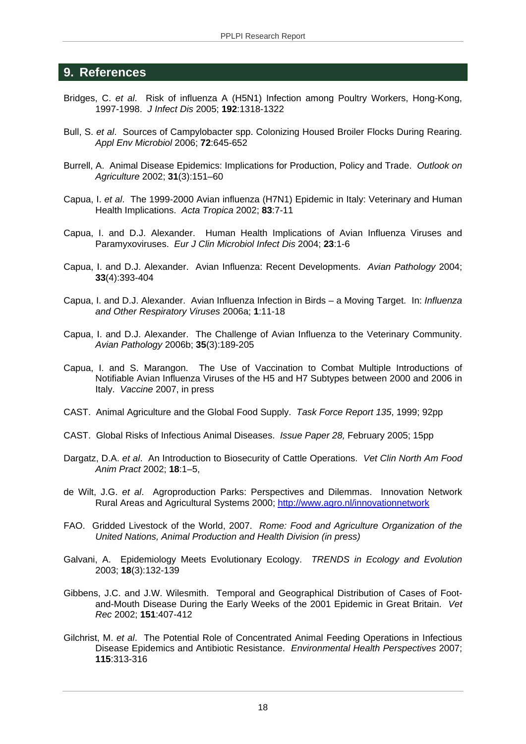## 9. References

Bridges, C. *et al*. Risk of influenza A (H5N1) Infection among Poultry Workers, Hong-Kong, 1997-1998. *J Infect Dis* 2005; **192**:1318-1322

Bull, S. *et al*. Sources of Campylobacter spp. Colonizing Housed Broiler Flocks During Rearing. *Appl Env Microbiol* 2006; **72**:645-652

Burrell, A. Animal Disease Epidemics: Implications for Production, Policy and Trade. *Outlook on Agriculture* 2002; **31**(3):151–60

Capua, I. *et al*. The 1999-2000 Avian influenza (H7N1) Epidemic in Italy: Veterinary and Human Health Implications. *Acta Tropica* 2002; **83**:7-11

Capua, I. and D.J. Alexander. Human Health Implications of Avian Influenza Viruses and Paramyxoviruses. *Eur J Clin Microbiol Infect Dis* 2004; **23**:1-6

Capua, I. and D.J. Alexander. Avian Influenza: Recent Developments. *Avian Pathology* 2004; **33**(4):393-404

Capua, I. and D.J. Alexander. Avian Influenza Infection in Birds – a Moving Target. In: *Influenza and Other Respiratory Viruses* 2006a; **1**:11-18

Capua, I. and D.J. Alexander. The Challenge of Avian Influenza to the Veterinary Community. *Avian Pathology* 2006b; **35**(3):189-205

Capua, I. and S. Marangon. The Use of Vaccination to Combat Multiple Introductions of Notifiable Avian Influenza Viruses of the H5 and H7 Subtypes between 2000 and 2006 in Italy. *Vaccine* 2007, in press

CAST. Animal Agriculture and the Global Food Supply. *Task Force Report 135*, 1999; 92pp

CAST. Global Risks of Infectious Animal Diseases. *Issue Paper 28,* February 2005; 15pp

Dargatz, D.A. *et al*. An Introduction to Biosecurity of Cattle Operations. *Vet Clin North Am Food Anim Pract* 2002; **18**:1–5,

de Wilt, J.G. *et al*. Agroproduction Parks: Perspectives and Dilemmas. Innovation Network Rural Areas and Agricultural Systems 2000; http://www.agro.nl/innovationnetwork

FAO. Gridded Livestock of the World, 2007. *Rome: Food and Agriculture Organization of the United Nations, Animal Production and Health Division (in press)*

Galvani, A. Epidemiology Meets Evolutionary Ecology. *TRENDS in Ecology and Evolution* 2003; **18**(3):132-139

Gibbens, J.C. and J.W. Wilesmith. Temporal and Geographical Distribution of Cases of Foot-and-Mouth Disease During the Early Weeks of the 2001 Epidemic in Great Britain. *Vet Rec* 2002; **151**:407-412

Gilchrist, M. *et al*. The Potential Role of Concentrated Animal Feeding Operations in Infectious Disease Epidemics and Antibiotic Resistance. *Environmental Health Perspectives* 2007; **115**:313-316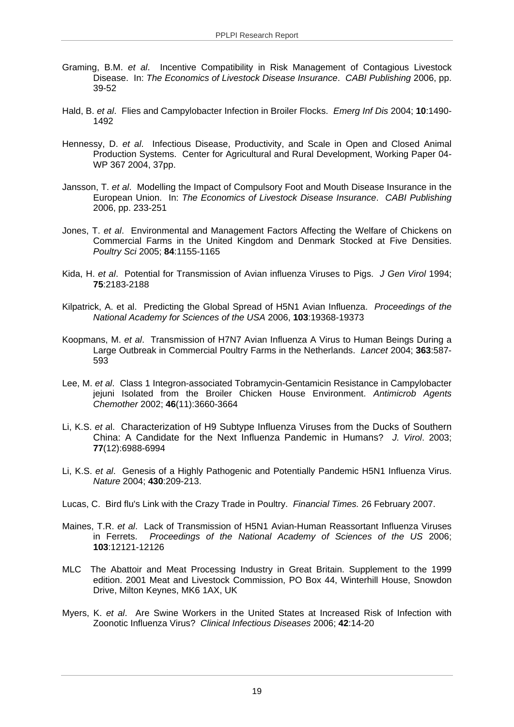Graming, B.M. *et al*. Incentive Compatibility in Risk Management of Contagious Livestock Disease. In: *The Economics of Livestock Disease Insurance*. *CABI Publishing* 2006, pp. 39-52

Hald, B. *et al*. Flies and Campylobacter Infection in Broiler Flocks. *Emerg Inf Dis* 2004; **10**:1490-1492

Hennessy, D. *et al*. Infectious Disease, Productivity, and Scale in Open and Closed Animal Production Systems. Center for Agricultural and Rural Development, Working Paper 04-WP 367 2004, 37pp.

Jansson, T. *et al*. Modelling the Impact of Compulsory Foot and Mouth Disease Insurance in the European Union. In: *The Economics of Livestock Disease Insurance*. *CABI Publishing* 2006, pp. 233-251

Jones, T. *et al*. Environmental and Management Factors Affecting the Welfare of Chickens on Commercial Farms in the United Kingdom and Denmark Stocked at Five Densities. *Poultry Sci* 2005; **84**:1155-1165

Kida, H. *et al*. Potential for Transmission of Avian influenza Viruses to Pigs. *J Gen Virol* 1994; **75**:2183-2188

Kilpatrick, A. et al. Predicting the Global Spread of H5N1 Avian Influenza. *Proceedings of the National Academy for Sciences of the USA* 2006, **103**:19368-19373

Koopmans, M. *et al*. Transmission of H7N7 Avian Influenza A Virus to Human Beings During a Large Outbreak in Commercial Poultry Farms in the Netherlands. *Lancet* 2004; **363**:587-593

Lee, M. *et al*. Class 1 Integron-associated Tobramycin-Gentamicin Resistance in Campylobacter jejuni Isolated from the Broiler Chicken House Environment. *Antimicrob Agents Chemother* 2002; **46**(11):3660-3664

Li, K.S. *et a*l. Characterization of H9 Subtype Influenza Viruses from the Ducks of Southern China: A Candidate for the Next Influenza Pandemic in Humans? *J. Virol*. 2003; **77**(12):6988-6994

Li, K.S. *et al*. Genesis of a Highly Pathogenic and Potentially Pandemic H5N1 Influenza Virus. *Nature* 2004; **430**:209-213.

Lucas, C. Bird flu's Link with the Crazy Trade in Poultry. *Financial Times.* 26 February 2007.

Maines, T.R. *et al*. Lack of Transmission of H5N1 Avian-Human Reassortant Influenza Viruses in Ferrets. *Proceedings of the National Academy of Sciences of the US* 2006; **103**:12121-12126

MLC The Abattoir and Meat Processing Industry in Great Britain. Supplement to the 1999 edition. 2001 Meat and Livestock Commission, PO Box 44, Winterhill House, Snowdon Drive, Milton Keynes, MK6 1AX, UK

Myers, K. *et al*. Are Swine Workers in the United States at Increased Risk of Infection with Zoonotic Influenza Virus? *Clinical Infectious Diseases* 2006; **42**:14-20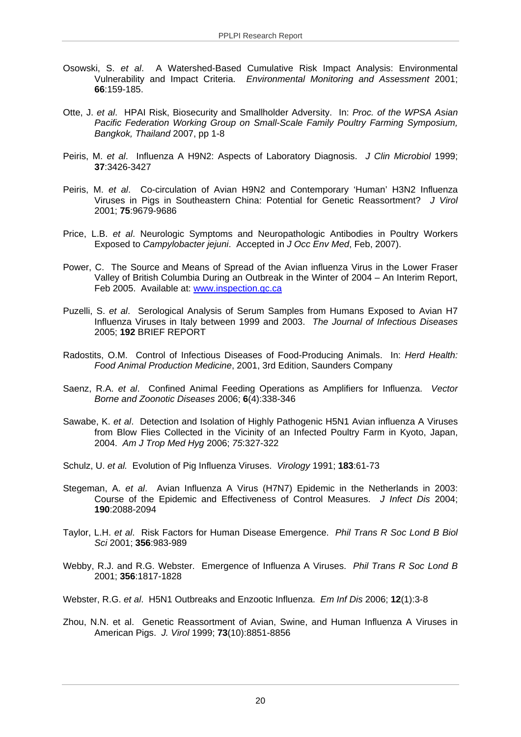Osowski, S. *et al*. A Watershed-Based Cumulative Risk Impact Analysis: Environmental Vulnerability and Impact Criteria. *Environmental Monitoring and Assessment* 2001; **66**:159-185.

Otte, J. *et al*. HPAI Risk, Biosecurity and Smallholder Adversity. In: *Proc. of the WPSA Asian Pacific Federation Working Group on Small-Scale Family Poultry Farming Symposium, Bangkok, Thailand* 2007, pp 1-8

Peiris, M. *et al*. Influenza A H9N2: Aspects of Laboratory Diagnosis. *J Clin Microbiol* 1999; **37**:3426-3427

Peiris, M. *et al*. Co-circulation of Avian H9N2 and Contemporary 'Human' H3N2 Influenza Viruses in Pigs in Southeastern China: Potential for Genetic Reassortment? *J Virol* 2001; **75**:9679-9686

Price, L.B. *et al*. Neurologic Symptoms and Neuropathologic Antibodies in Poultry Workers Exposed to *Campylobacter jejuni*. Accepted in *J Occ Env Med*, Feb, 2007).

Power, C. The Source and Means of Spread of the Avian influenza Virus in the Lower Fraser Valley of British Columbia During an Outbreak in the Winter of 2004 – An Interim Report, Feb 2005. Available at: [www.inspection.gc.ca](http://www.inspection.gc.ca)

Puzelli, S. *et al*. Serological Analysis of Serum Samples from Humans Exposed to Avian H7 Influenza Viruses in Italy between 1999 and 2003. *The Journal of Infectious Diseases* 2005; **192** BRIEF REPORT

Radostits, O.M. Control of Infectious Diseases of Food-Producing Animals. In: *Herd Health: Food Animal Production Medicine*, 2001, 3rd Edition, Saunders Company

Saenz, R.A. *et al*. Confined Animal Feeding Operations as Amplifiers for Influenza. *Vector Borne and Zoonotic Diseases* 2006; **6**(4):338-346

Sawabe, K. *et al*. Detection and Isolation of Highly Pathogenic H5N1 Avian influenza A Viruses from Blow Flies Collected in the Vicinity of an Infected Poultry Farm in Kyoto, Japan, 2004. *Am J Trop Med Hyg* 2006; *75*:327-322

Schulz, U. *et al.* Evolution of Pig Influenza Viruses. *Virology* 1991; **183**:61-73

Stegeman, A. *et al*. Avian Influenza A Virus (H7N7) Epidemic in the Netherlands in 2003: Course of the Epidemic and Effectiveness of Control Measures. *J Infect Dis* 2004; **190**:2088-2094

Taylor, L.H. *et al*. Risk Factors for Human Disease Emergence. *Phil Trans R Soc Lond B Biol Sci* 2001; **356**:983-989

Webby, R.J. and R.G. Webster. Emergence of Influenza A Viruses. *Phil Trans R Soc Lond B* 2001; **356**:1817-1828

Webster, R.G. *et al*. H5N1 Outbreaks and Enzootic Influenza. *Em Inf Dis* 2006; **12**(1):3-8

Zhou, N.N. et al. Genetic Reassortment of Avian, Swine, and Human Influenza A Viruses in American Pigs. *J. Virol* 1999; **73**(10):8851-8856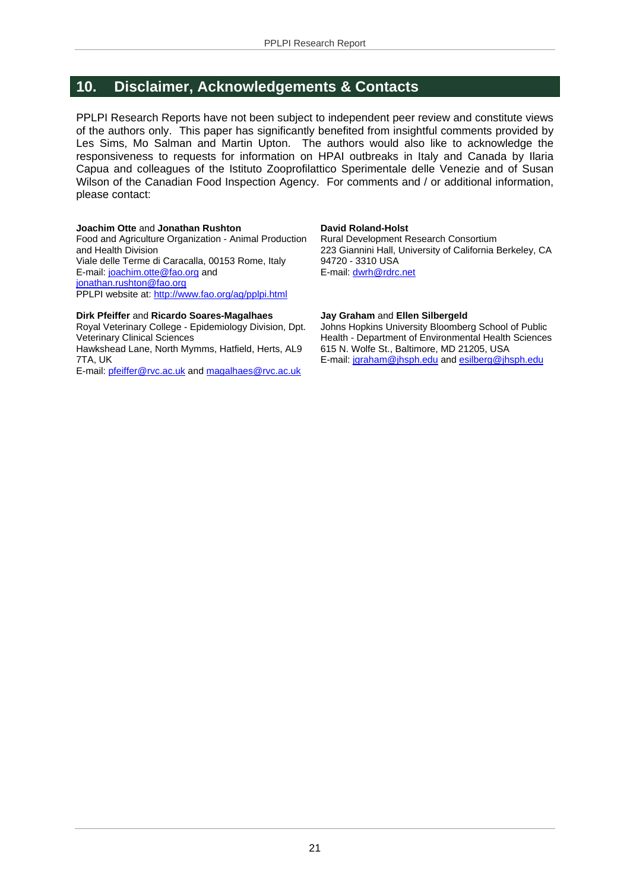## 10. Disclaimer, Acknowledgements & Contacts

PPLPI Research Reports have not been subject to independent peer review and constitute views of the authors only. This paper has significantly benefited from insightful comments provided by Les Sims, Mo Salman and Martin Upton. The authors would also like to acknowledge the responsiveness to requests for information on HPAI outbreaks in Italy and Canada by Ilaria Capua and colleagues of the Istituto Zooprofilattico Sperimentale delle Venezie and of Susan Wilson of the Canadian Food Inspection Agency. For comments and / or additional information, please contact:

**Joachim Otte** and **Jonathan Rushton**
Food and Agriculture Organization - Animal Production and Health Division
Viale delle Terme di Caracalla, 00153 Rome, Italy
E-mail: joachim.otte@fao.org and jonathan.rushton@fao.org
PPLPI website at: http://www.fao.org/ag/pplpi.html

**David Roland-Holst**
Rural Development Research Consortium
223 Giannini Hall, University of California Berkeley, CA 94720 - 3310 USA
E-mail: dwrh@rdrc.net

**Dirk Pfeiffer** and **Ricardo Soares-Magalhaes**
Royal Veterinary College - Epidemiology Division, Dpt. Veterinary Clinical Sciences
Hawkshead Lane, North Mymms, Hatfield, Herts, AL9 7TA, UK
E-mail: pfeiffer@rvc.ac.uk and magalhaes@rvc.ac.uk

**Jay Graham** and **Ellen Silbergeld**
Johns Hopkins University Bloomberg School of Public Health - Department of Environmental Health Sciences
615 N. Wolfe St., Baltimore, MD 21205, USA
E-mail: jgraham@jhsph.edu and esilberg@jhsph.edu